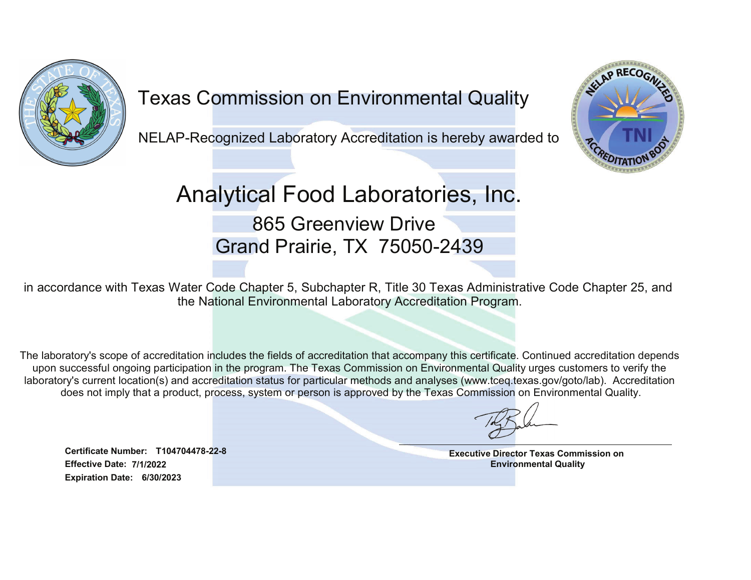# Texas Commission on Environmental Quality

NELAP-Recognized Laboratory Accreditation is hereby awarded to

## Analytical Food Laboratories, Inc.

865 Greenview Drive
Grand Prairie, TX 75050-2439

in accordance with Texas Water Code Chapter 5, Subchapter R, Title 30 Texas Administrative Code Chapter 25, and the National Environmental Laboratory Accreditation Program.

The laboratory's scope of accreditation includes the fields of accreditation that accompany this certificate. Continued accreditation depends upon successful ongoing participation in the program. The Texas Commission on Environmental Quality urges customers to verify the laboratory's current location(s) and accreditation status for particular methods and analyses (www.tceq.texas.gov/goto/lab). Accreditation does not imply that a product, process, system or person is approved by the Texas Commission on Environmental Quality.

**Certificate Number: T104704478-22-8**
**Effective Date: 7/1/2022**
**Expiration Date: 6/30/2023**

**Executive Director Texas Commission on Environmental Quality**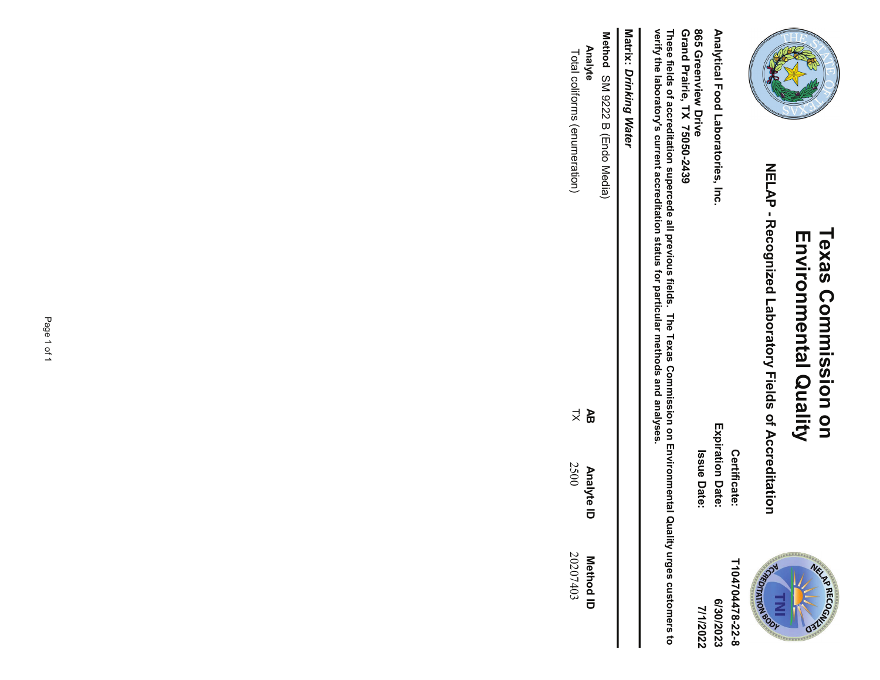# Texas Commission on Environmental Quality

## NELAP - Recognized Laboratory Fields of Accreditation

**Analytical Food Laboratories, Inc.**
**865 Greenview Drive**
**Grand Prairie, TX 75050-2439**

**Certificate:** T104704478-22-8
**Expiration Date:** 6/30/2023
**Issue Date:** 7/1/2022

**These fields of accreditation supercede all previous fields. The Texas Commission on Environmental Quality urges customers to verify the laboratory's current accreditation status for particular methods and analyses.**

**Matrix:** ***Drinking Water***

**Method** SM 9222 B (Endo Media)

| Analyte | AB | Analyte ID | Method ID |
|---|---|---|---|
| Total coliforms (enumeration) | TX | 2500 | 20207403 |